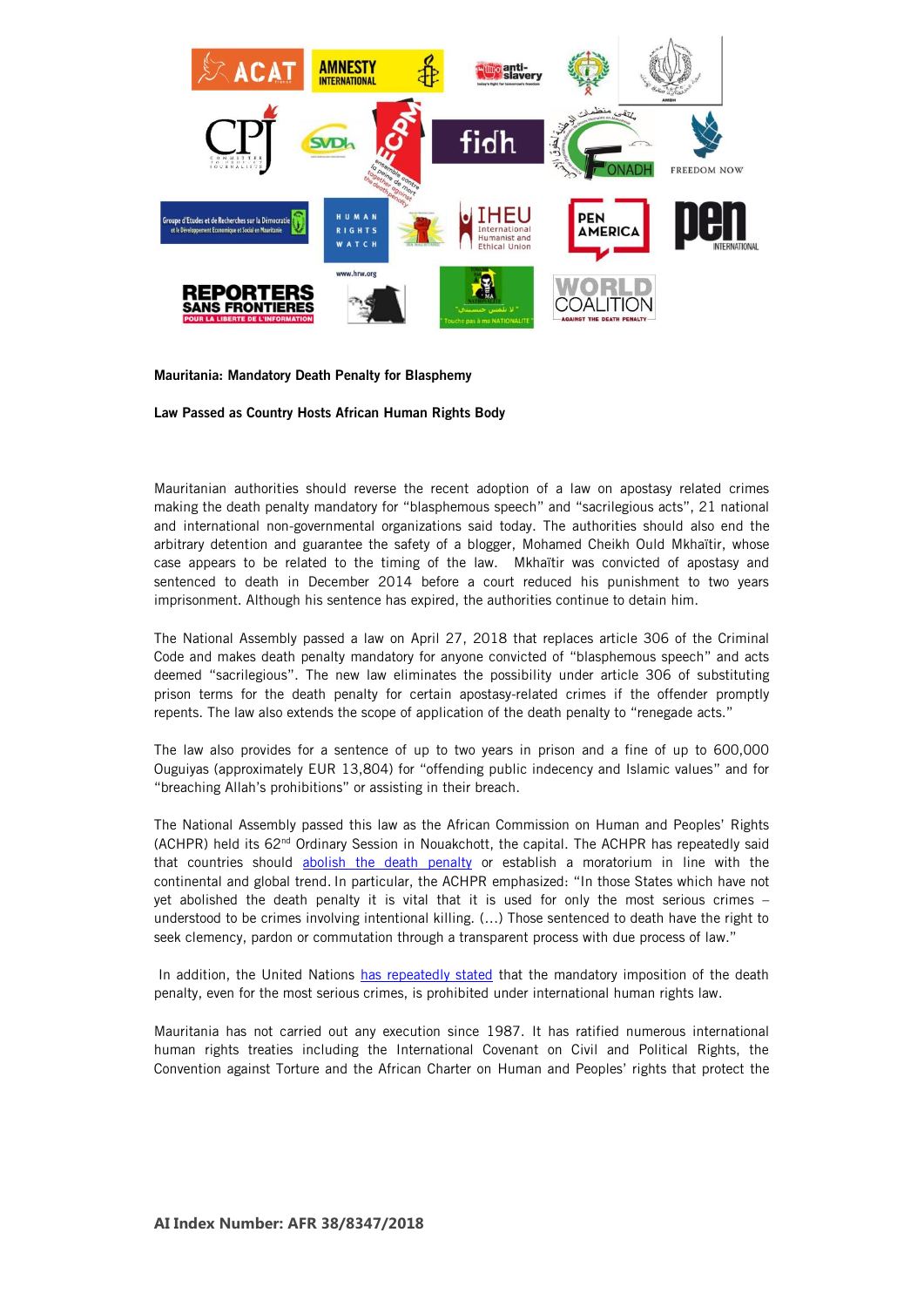**Mauritania: Mandatory Death Penalty for Blasphemy**

**Law Passed as Country Hosts African Human Rights Body**

Mauritanian authorities should reverse the recent adoption of a law on apostasy related crimes making the death penalty mandatory for "blasphemous speech" and "sacrilegious acts", 21 national and international non-governmental organizations said today. The authorities should also end the arbitrary detention and guarantee the safety of a blogger, Mohamed Cheikh Ould Mkhaïtir, whose case appears to be related to the timing of the law. Mkhaïtir was convicted of apostasy and sentenced to death in December 2014 before a court reduced his punishment to two years imprisonment. Although his sentence has expired, the authorities continue to detain him.

The National Assembly passed a law on April 27, 2018 that replaces article 306 of the Criminal Code and makes death penalty mandatory for anyone convicted of "blasphemous speech" and acts deemed "sacrilegious". The new law eliminates the possibility under article 306 of substituting prison terms for the death penalty for certain apostasy-related crimes if the offender promptly repents. The law also extends the scope of application of the death penalty to "renegade acts."

The law also provides for a sentence of up to two years in prison and a fine of up to 600,000 Ouguiyas (approximately EUR 13,804) for "offending public indecency and Islamic values" and for "breaching Allah's prohibitions" or assisting in their breach.

The National Assembly passed this law as the African Commission on Human and Peoples' Rights (ACHPR) held its 62nd Ordinary Session in Nouakchott, the capital. The ACHPR has repeatedly said that countries should abolish the death penalty or establish a moratorium in line with the continental and global trend. In particular, the ACHPR emphasized: "In those States which have not yet abolished the death penalty it is vital that it is used for only the most serious crimes – understood to be crimes involving intentional killing. (...) Those sentenced to death have the right to seek clemency, pardon or commutation through a transparent process with due process of law."

In addition, the United Nations has repeatedly stated that the mandatory imposition of the death penalty, even for the most serious crimes, is prohibited under international human rights law.

Mauritania has not carried out any execution since 1987. It has ratified numerous international human rights treaties including the International Covenant on Civil and Political Rights, the Convention against Torture and the African Charter on Human and Peoples' rights that protect the

**AI Index Number: AFR 38/8347/2018**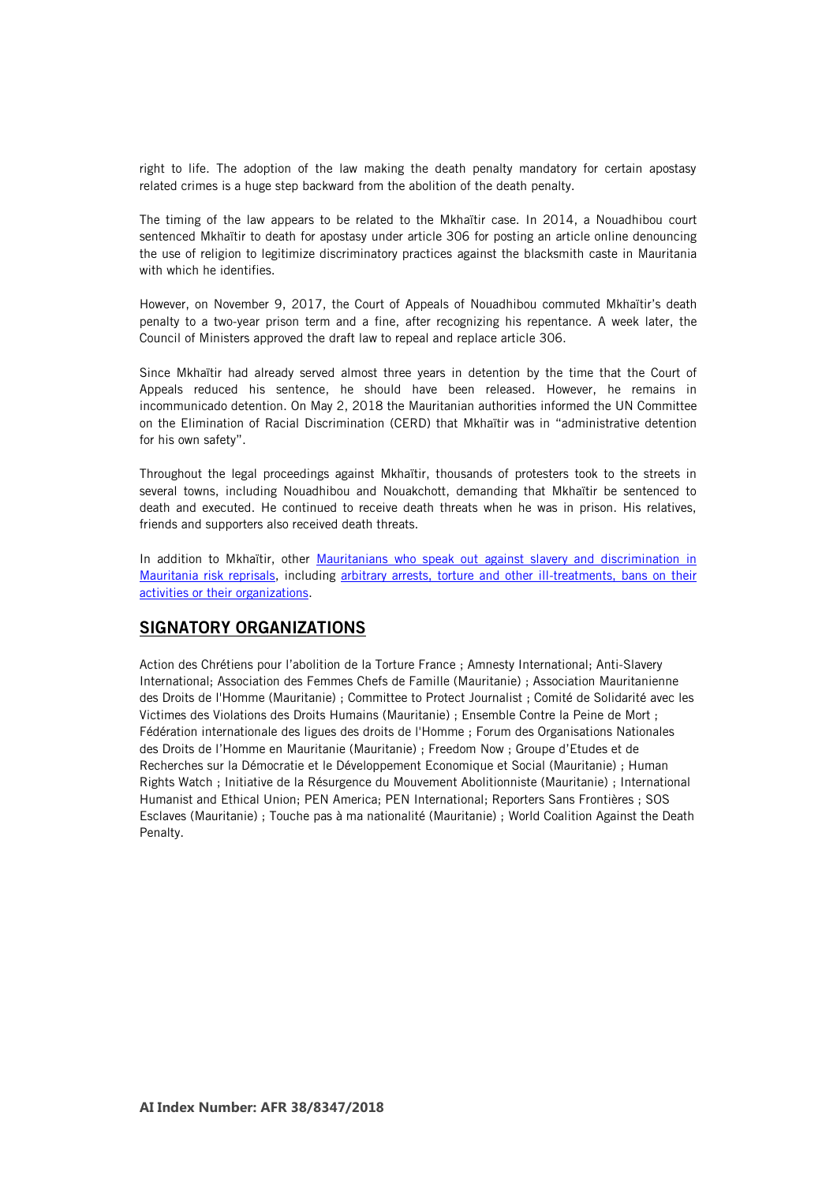right to life. The adoption of the law making the death penalty mandatory for certain apostasy related crimes is a huge step backward from the abolition of the death penalty.

The timing of the law appears to be related to the Mkhaïtir case. In 2014, a Nouadhibou court sentenced Mkhaïtir to death for apostasy under article 306 for posting an article online denouncing the use of religion to legitimize discriminatory practices against the blacksmith caste in Mauritania with which he identifies.

However, on November 9, 2017, the Court of Appeals of Nouadhibou commuted Mkhaïtir's death penalty to a two-year prison term and a fine, after recognizing his repentance. A week later, the Council of Ministers approved the draft law to repeal and replace article 306.

Since Mkhaïtir had already served almost three years in detention by the time that the Court of Appeals reduced his sentence, he should have been released. However, he remains in incommunicado detention. On May 2, 2018 the Mauritanian authorities informed the UN Committee on the Elimination of Racial Discrimination (CERD) that Mkhaïtir was in "administrative detention for his own safety".

Throughout the legal proceedings against Mkhaïtir, thousands of protesters took to the streets in several towns, including Nouadhibou and Nouakchott, demanding that Mkhaïtir be sentenced to death and executed. He continued to receive death threats when he was in prison. His relatives, friends and supporters also received death threats.

In addition to Mkhaïtir, other Mauritanians who speak out against slavery and discrimination in Mauritania risk reprisals, including arbitrary arrests, torture and other ill-treatments, bans on their activities or their organizations.

## SIGNATORY ORGANIZATIONS

Action des Chrétiens pour l'abolition de la Torture France ; Amnesty International; Anti-Slavery International; Association des Femmes Chefs de Famille (Mauritanie) ; Association Mauritanienne des Droits de l'Homme (Mauritanie) ; Committee to Protect Journalist ; Comité de Solidarité avec les Victimes des Violations des Droits Humains (Mauritanie) ; Ensemble Contre la Peine de Mort ; Fédération internationale des ligues des droits de l'Homme ; Forum des Organisations Nationales des Droits de l'Homme en Mauritanie (Mauritanie) ; Freedom Now ; Groupe d'Etudes et de Recherches sur la Démocratie et le Développement Economique et Social (Mauritanie) ; Human Rights Watch ; Initiative de la Résurgence du Mouvement Abolitionniste (Mauritanie) ; International Humanist and Ethical Union; PEN America; PEN International; Reporters Sans Frontières ; SOS Esclaves (Mauritanie) ; Touche pas à ma nationalité (Mauritanie) ; World Coalition Against the Death Penalty.

**AI Index Number: AFR 38/8347/2018**